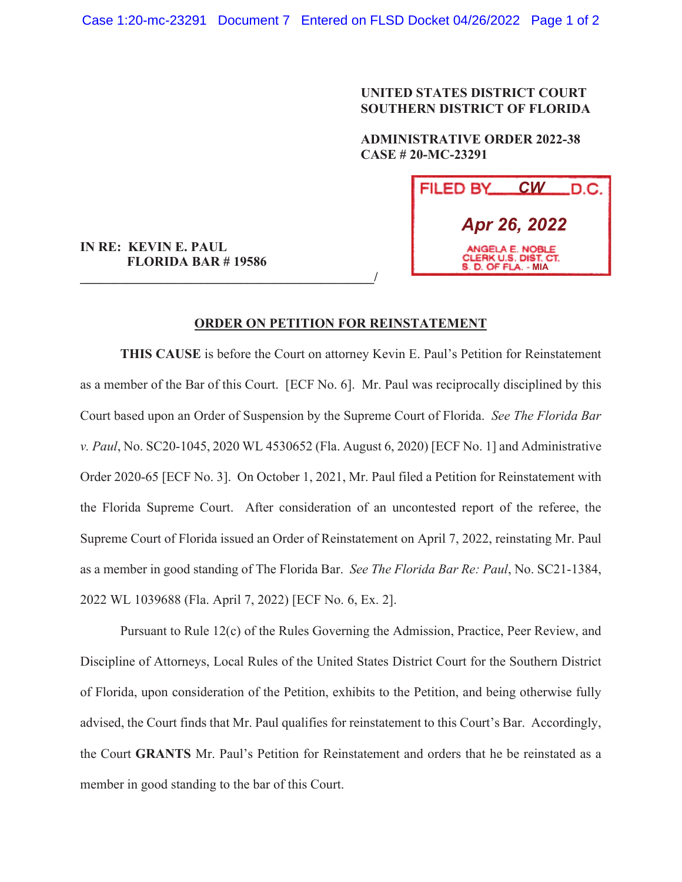**UNITED STATES DISTRICT COURT**
**SOUTHERN DISTRICT OF FLORIDA**

**ADMINISTRATIVE ORDER 2022-38**
**CASE # 20-MC-23291**

FILED BY CW D.C.
Apr 26, 2022
ANGELA E. NOBLE
CLERK U.S. DIST. CT.
S. D. OF FLA. - MIA

**IN RE: KEVIN E. PAUL**
**FLORIDA BAR # 19586**
_____________________________________________/

## ORDER ON PETITION FOR REINSTATEMENT

**THIS CAUSE** is before the Court on attorney Kevin E. Paul's Petition for Reinstatement as a member of the Bar of this Court. [ECF No. 6]. Mr. Paul was reciprocally disciplined by this Court based upon an Order of Suspension by the Supreme Court of Florida. *See The Florida Bar v. Paul*, No. SC20-1045, 2020 WL 4530652 (Fla. August 6, 2020) [ECF No. 1] and Administrative Order 2020-65 [ECF No. 3]. On October 1, 2021, Mr. Paul filed a Petition for Reinstatement with the Florida Supreme Court. After consideration of an uncontested report of the referee, the Supreme Court of Florida issued an Order of Reinstatement on April 7, 2022, reinstating Mr. Paul as a member in good standing of The Florida Bar. *See The Florida Bar Re: Paul*, No. SC21-1384, 2022 WL 1039688 (Fla. April 7, 2022) [ECF No. 6, Ex. 2].

Pursuant to Rule 12(c) of the Rules Governing the Admission, Practice, Peer Review, and Discipline of Attorneys, Local Rules of the United States District Court for the Southern District of Florida, upon consideration of the Petition, exhibits to the Petition, and being otherwise fully advised, the Court finds that Mr. Paul qualifies for reinstatement to this Court's Bar. Accordingly, the Court **GRANTS** Mr. Paul's Petition for Reinstatement and orders that he be reinstated as a member in good standing to the bar of this Court.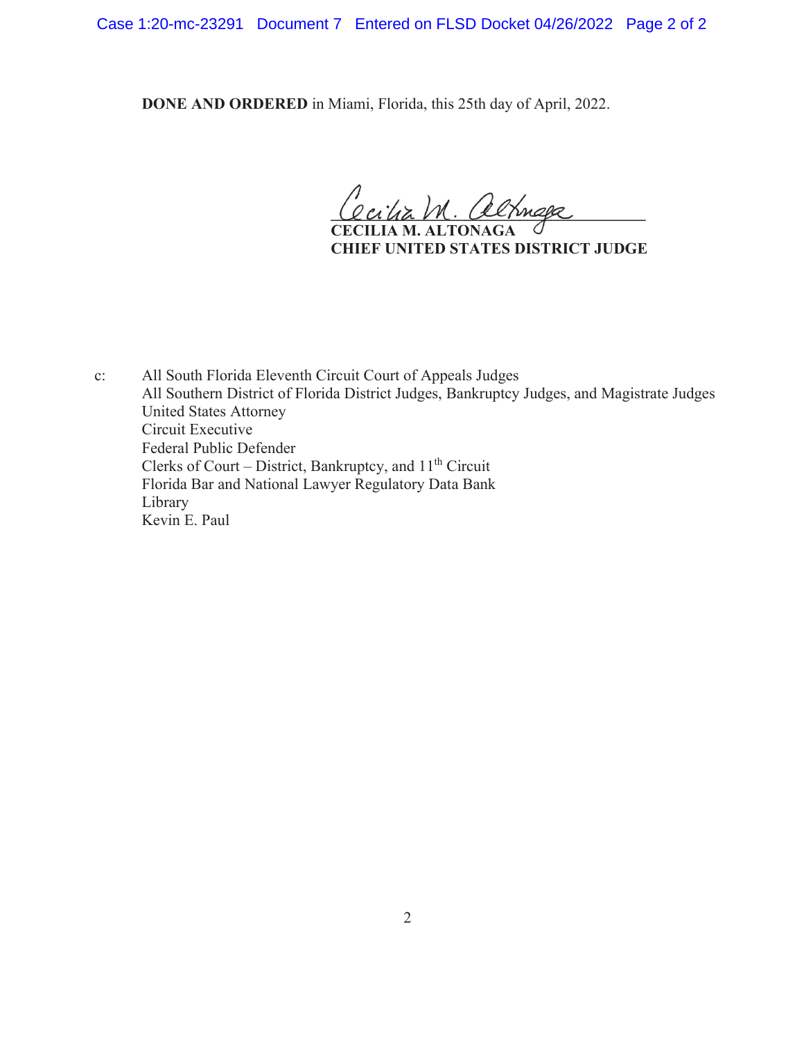**DONE AND ORDERED** in Miami, Florida, this 25th day of April, 2022.

**CECILIA M. ALTONAGA**
**CHIEF UNITED STATES DISTRICT JUDGE**

c: All South Florida Eleventh Circuit Court of Appeals Judges
All Southern District of Florida District Judges, Bankruptcy Judges, and Magistrate Judges
United States Attorney
Circuit Executive
Federal Public Defender
Clerks of Court – District, Bankruptcy, and 11th Circuit
Florida Bar and National Lawyer Regulatory Data Bank
Library
Kevin E. Paul